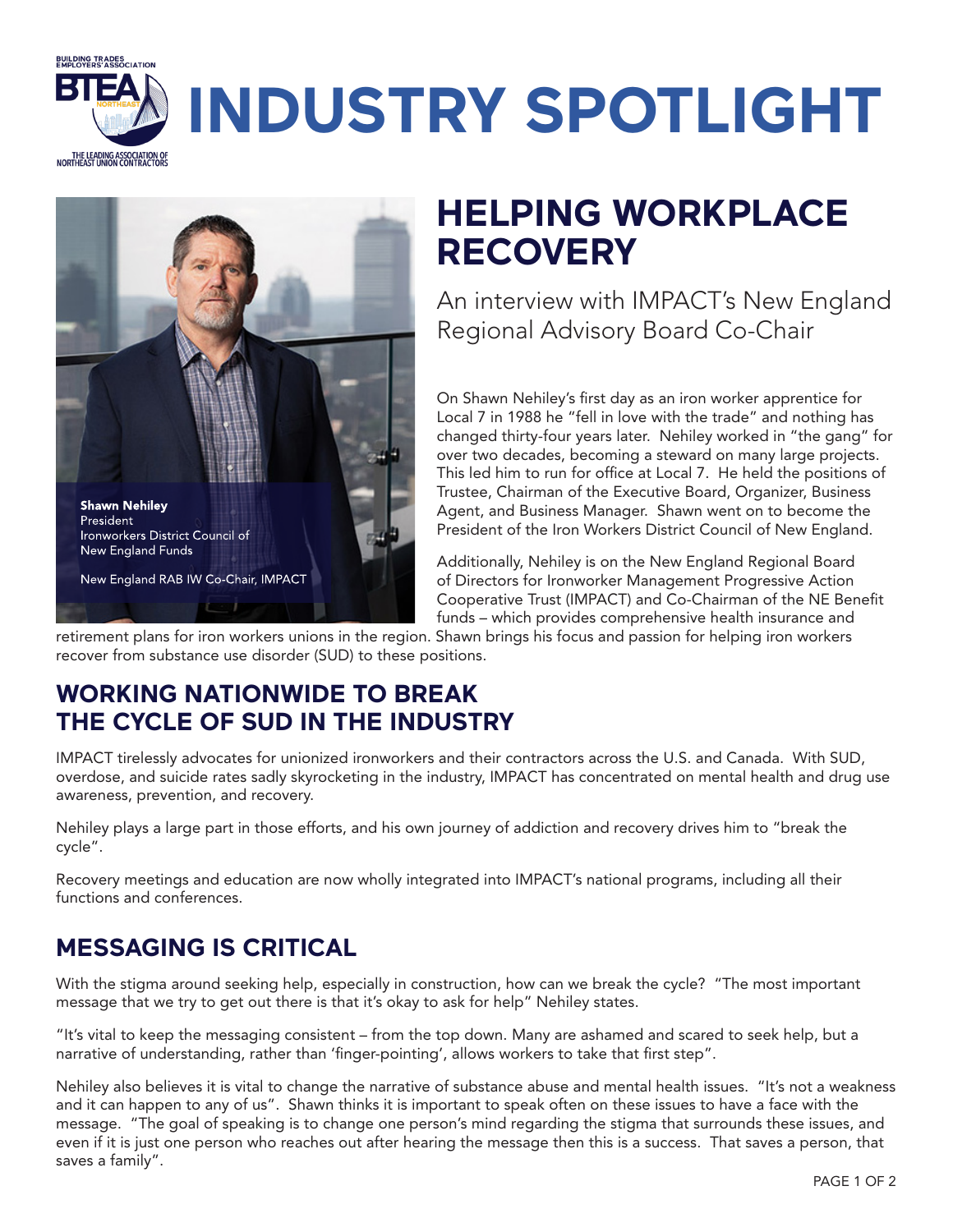# INDUSTRY SPOTLIGHT

BUILDING TRADES EMPLOYERS' ASSOCIATION
BTEA NORTHEAST
THE LEADING ASSOCIATION OF NORTHEAST UNION CONTRACTORS

## HELPING WORKPLACE RECOVERY

An interview with IMPACT's New England Regional Advisory Board Co-Chair

**Shawn Nehiley**
President
Ironworkers District Council of New England Funds

New England RAB IW Co-Chair, IMPACT

On Shawn Nehiley's first day as an iron worker apprentice for Local 7 in 1988 he "fell in love with the trade" and nothing has changed thirty-four years later. Nehiley worked in "the gang" for over two decades, becoming a steward on many large projects. This led him to run for office at Local 7. He held the positions of Trustee, Chairman of the Executive Board, Organizer, Business Agent, and Business Manager. Shawn went on to become the President of the Iron Workers District Council of New England.

Additionally, Nehiley is on the New England Regional Board of Directors for Ironworker Management Progressive Action Cooperative Trust (IMPACT) and Co-Chairman of the NE Benefit funds – which provides comprehensive health insurance and retirement plans for iron workers unions in the region. Shawn brings his focus and passion for helping iron workers recover from substance use disorder (SUD) to these positions.

## WORKING NATIONWIDE TO BREAK THE CYCLE OF SUD IN THE INDUSTRY

IMPACT tirelessly advocates for unionized ironworkers and their contractors across the U.S. and Canada. With SUD, overdose, and suicide rates sadly skyrocketing in the industry, IMPACT has concentrated on mental health and drug use awareness, prevention, and recovery.

Nehiley plays a large part in those efforts, and his own journey of addiction and recovery drives him to "break the cycle".

Recovery meetings and education are now wholly integrated into IMPACT's national programs, including all their functions and conferences.

## MESSAGING IS CRITICAL

With the stigma around seeking help, especially in construction, how can we break the cycle? "The most important message that we try to get out there is that it's okay to ask for help" Nehiley states.

"It's vital to keep the messaging consistent – from the top down. Many are ashamed and scared to seek help, but a narrative of understanding, rather than 'finger-pointing', allows workers to take that first step".

Nehiley also believes it is vital to change the narrative of substance abuse and mental health issues. "It's not a weakness and it can happen to any of us". Shawn thinks it is important to speak often on these issues to have a face with the message. "The goal of speaking is to change one person's mind regarding the stigma that surrounds these issues, and even if it is just one person who reaches out after hearing the message then this is a success. That saves a person, that saves a family".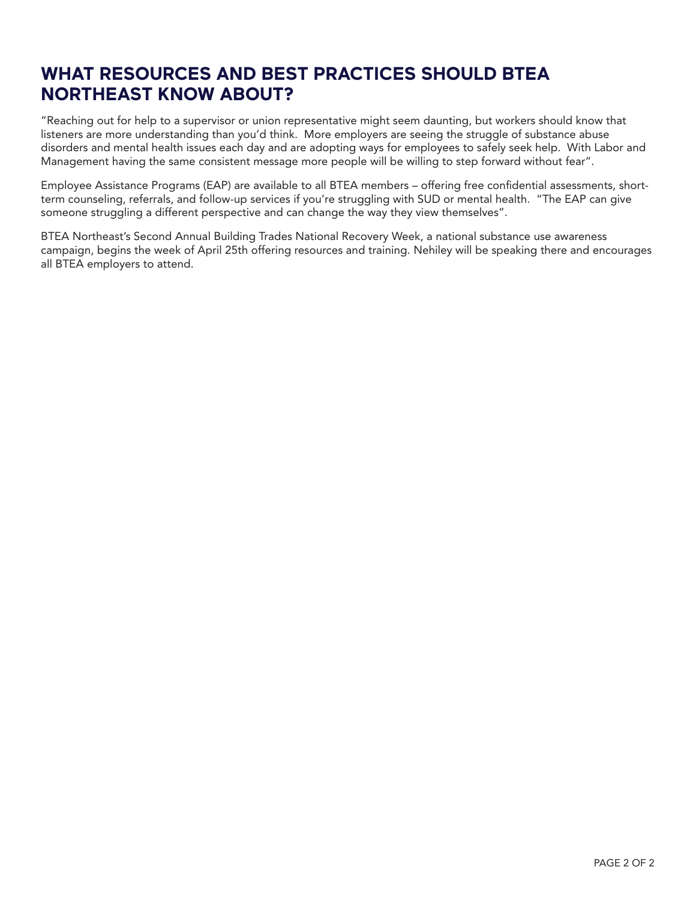## WHAT RESOURCES AND BEST PRACTICES SHOULD BTEA NORTHEAST KNOW ABOUT?

"Reaching out for help to a supervisor or union representative might seem daunting, but workers should know that listeners are more understanding than you'd think.  More employers are seeing the struggle of substance abuse disorders and mental health issues each day and are adopting ways for employees to safely seek help.  With Labor and Management having the same consistent message more people will be willing to step forward without fear".

Employee Assistance Programs (EAP) are available to all BTEA members – offering free confidential assessments, short-term counseling, referrals, and follow-up services if you're struggling with SUD or mental health.  "The EAP can give someone struggling a different perspective and can change the way they view themselves".

BTEA Northeast's Second Annual Building Trades National Recovery Week, a national substance use awareness campaign, begins the week of April 25th offering resources and training. Nehiley will be speaking there and encourages all BTEA employers to attend.